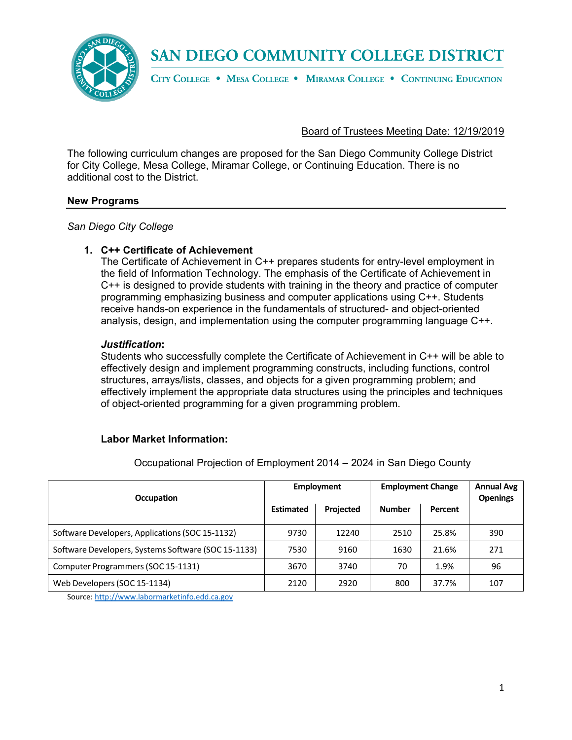# SAN DIEGO COMMUNITY COLLEGE DISTRICT

CITY COLLEGE • MESA COLLEGE • MIRAMAR COLLEGE • CONTINUING EDUCATION

Board of Trustees Meeting Date: 12/19/2019

The following curriculum changes are proposed for the San Diego Community College District for City College, Mesa College, Miramar College, or Continuing Education. There is no additional cost to the District.

## New Programs

*San Diego City College*

1. **C++ Certificate of Achievement**
   The Certificate of Achievement in C++ prepares students for entry-level employment in the field of Information Technology. The emphasis of the Certificate of Achievement in C++ is designed to provide students with training in the theory and practice of computer programming emphasizing business and computer applications using C++. Students receive hands-on experience in the fundamentals of structured- and object-oriented analysis, design, and implementation using the computer programming language C++.

   ***Justification*:**
   Students who successfully complete the Certificate of Achievement in C++ will be able to effectively design and implement programming constructs, including functions, control structures, arrays/lists, classes, and objects for a given programming problem; and effectively implement the appropriate data structures using the principles and techniques of object-oriented programming for a given programming problem.

   **Labor Market Information:**

   Occupational Projection of Employment 2014 – 2024 in San Diego County

| Occupation | Employment | | Employment Change | | Annual Avg Openings |
|---|---|---|---|---|---|
| | Estimated | Projected | Number | Percent | |
| Software Developers, Applications (SOC 15-1132) | 9730 | 12240 | 2510 | 25.8% | 390 |
| Software Developers, Systems Software (SOC 15-1133) | 7530 | 9160 | 1630 | 21.6% | 271 |
| Computer Programmers (SOC 15-1131) | 3670 | 3740 | 70 | 1.9% | 96 |
| Web Developers (SOC 15-1134) | 2120 | 2920 | 800 | 37.7% | 107 |

Source: http://www.labormarketinfo.edd.ca.gov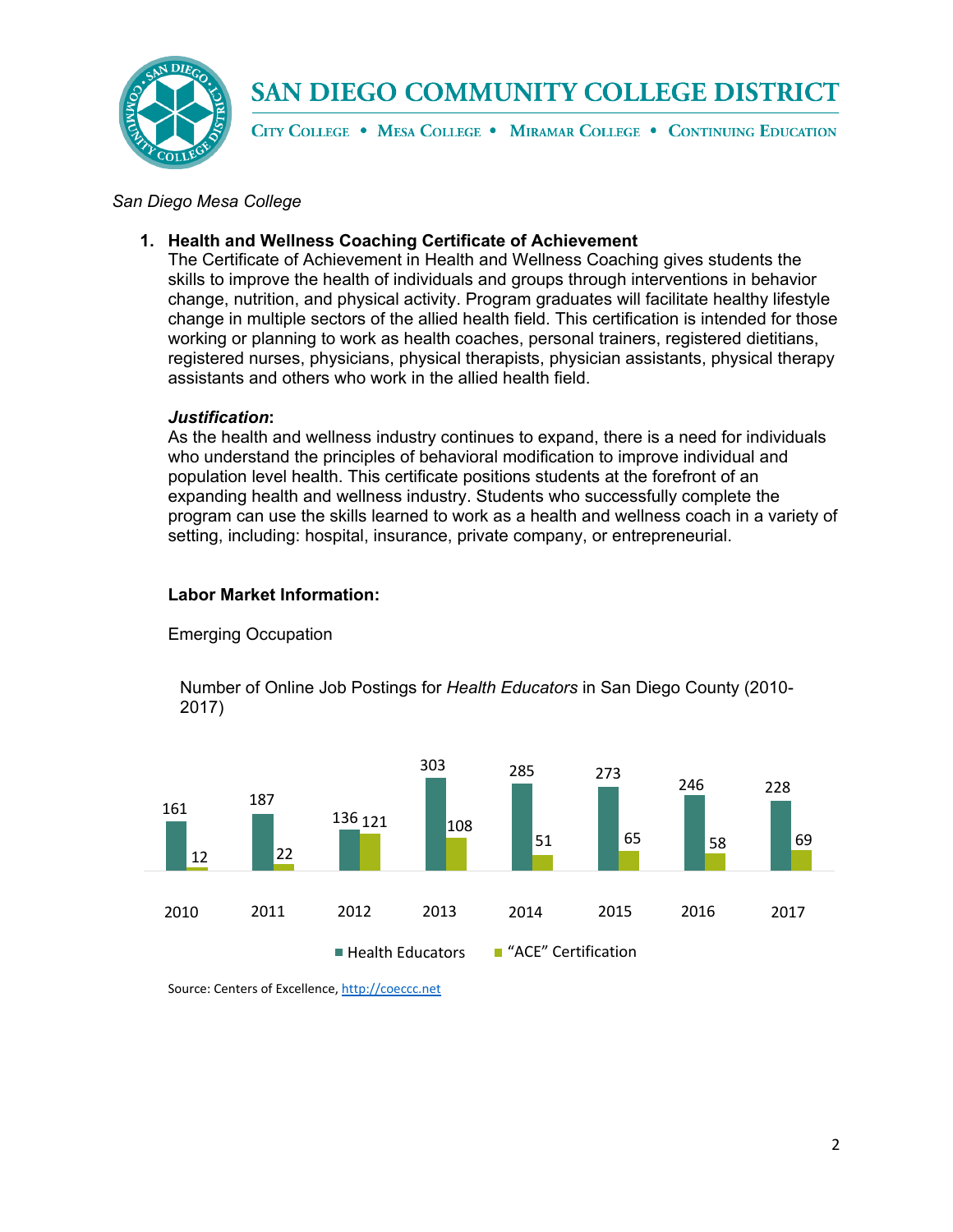*San Diego Mesa College*

**1. Health and Wellness Coaching Certificate of Achievement**

The Certificate of Achievement in Health and Wellness Coaching gives students the skills to improve the health of individuals and groups through interventions in behavior change, nutrition, and physical activity. Program graduates will facilitate healthy lifestyle change in multiple sectors of the allied health field. This certification is intended for those working or planning to work as health coaches, personal trainers, registered dietitians, registered nurses, physicians, physical therapists, physician assistants, physical therapy assistants and others who work in the allied health field.

***Justification***:

As the health and wellness industry continues to expand, there is a need for individuals who understand the principles of behavioral modification to improve individual and population level health. This certificate positions students at the forefront of an expanding health and wellness industry. Students who successfully complete the program can use the skills learned to work as a health and wellness coach in a variety of setting, including: hospital, insurance, private company, or entrepreneurial.

**Labor Market Information:**

Emerging Occupation

Number of Online Job Postings for *Health Educators* in San Diego County (2010-2017)

| Year | Health Educators | "ACE" Certification |
|---|---|---|
| 2010 | 161 | 12 |
| 2011 | 187 | 22 |
| 2012 | 136 | 121 |
| 2013 | 303 | 108 |
| 2014 | 285 | 51 |
| 2015 | 273 | 65 |
| 2016 | 246 | 58 |
| 2017 | 228 | 69 |

Source: Centers of Excellence, http://coeccc.net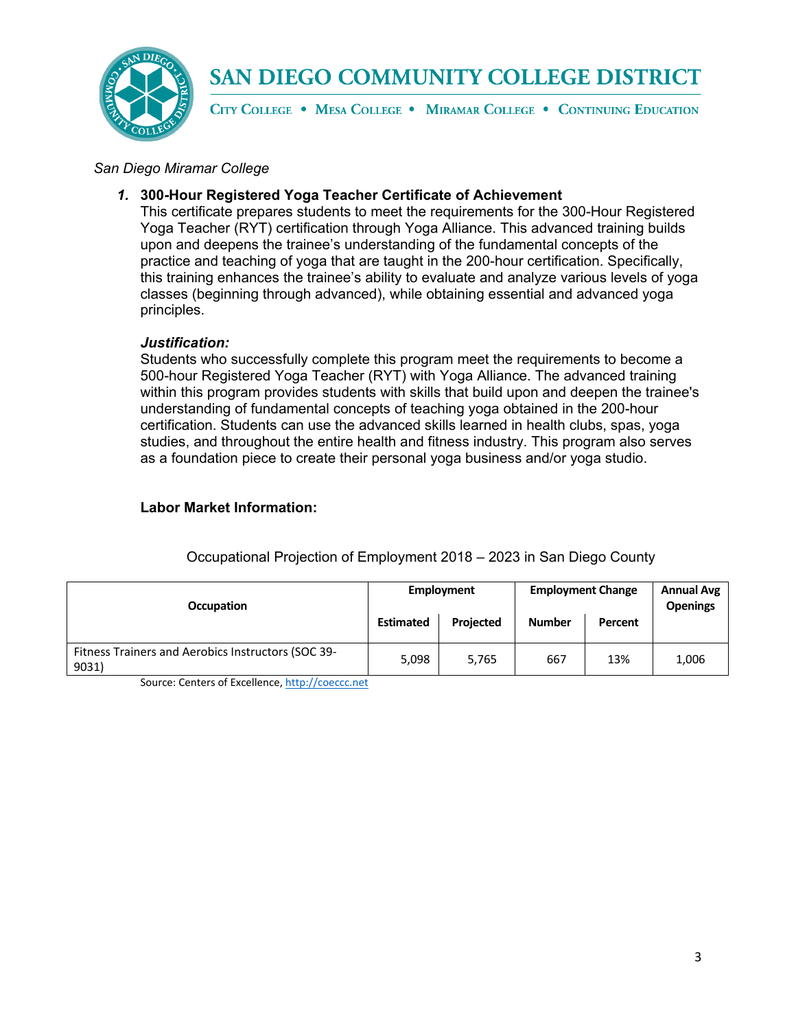*San Diego Miramar College*

1. **300-Hour Registered Yoga Teacher Certificate of Achievement**
   This certificate prepares students to meet the requirements for the 300-Hour Registered Yoga Teacher (RYT) certification through Yoga Alliance. This advanced training builds upon and deepens the trainee's understanding of the fundamental concepts of the practice and teaching of yoga that are taught in the 200-hour certification. Specifically, this training enhances the trainee's ability to evaluate and analyze various levels of yoga classes (beginning through advanced), while obtaining essential and advanced yoga principles.

   ***Justification:***
   Students who successfully complete this program meet the requirements to become a 500-hour Registered Yoga Teacher (RYT) with Yoga Alliance. The advanced training within this program provides students with skills that build upon and deepen the trainee's understanding of fundamental concepts of teaching yoga obtained in the 200-hour certification. Students can use the advanced skills learned in health clubs, spas, yoga studies, and throughout the entire health and fitness industry. This program also serves as a foundation piece to create their personal yoga business and/or yoga studio.

   **Labor Market Information:**

Occupational Projection of Employment 2018 – 2023 in San Diego County

| Occupation | Employment | | Employment Change | | Annual Avg Openings |
|---|---|---|---|---|---|
| | Estimated | Projected | Number | Percent | |
| Fitness Trainers and Aerobics Instructors (SOC 39-9031) | 5,098 | 5,765 | 667 | 13% | 1,006 |

Source: Centers of Excellence, http://coeccc.net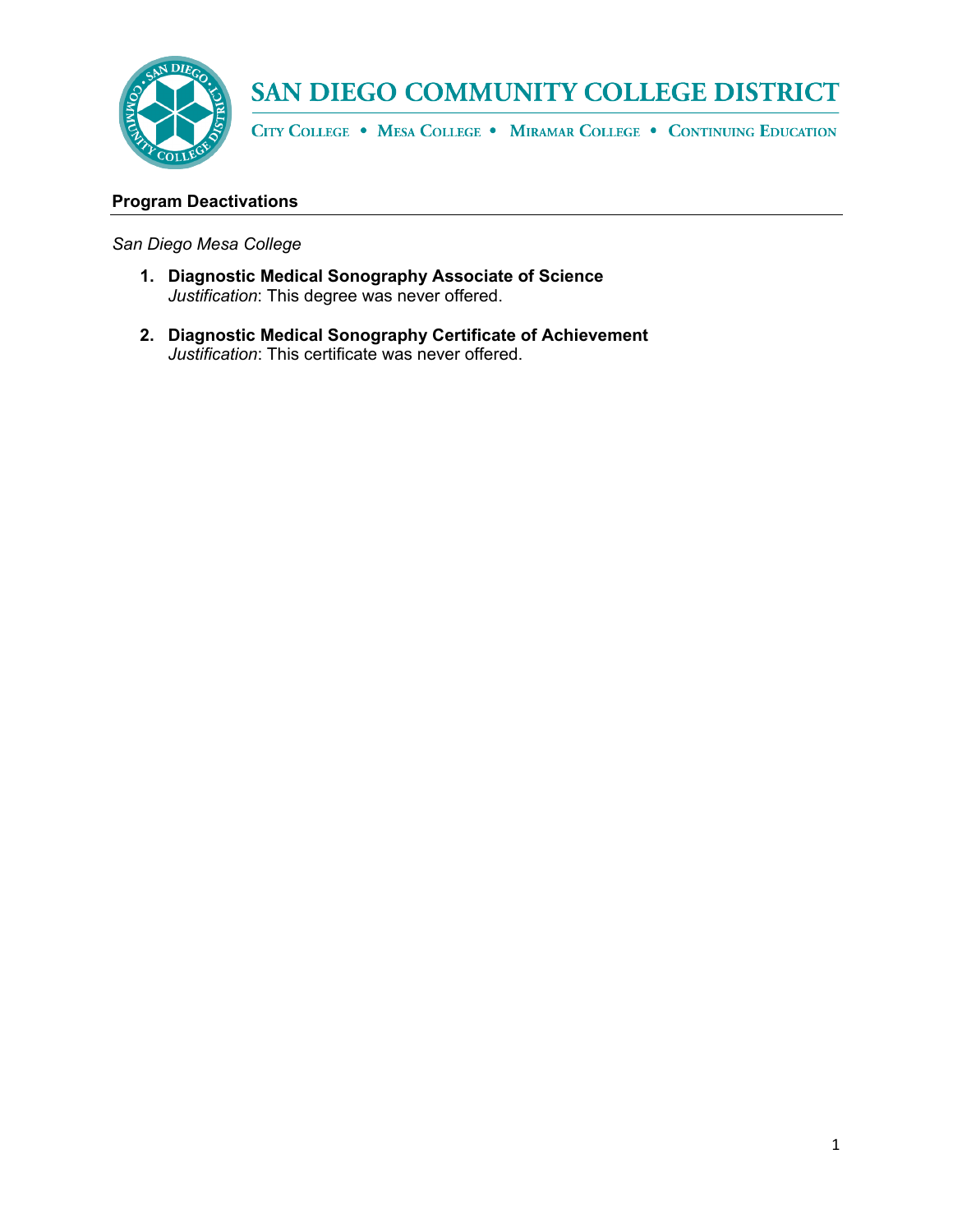SAN DIEGO COMMUNITY COLLEGE DISTRICT

CITY COLLEGE • MESA COLLEGE • MIRAMAR COLLEGE • CONTINUING EDUCATION

## Program Deactivations

*San Diego Mesa College*

1. **Diagnostic Medical Sonography Associate of Science**
   *Justification*: This degree was never offered.

2. **Diagnostic Medical Sonography Certificate of Achievement**
   *Justification*: This certificate was never offered.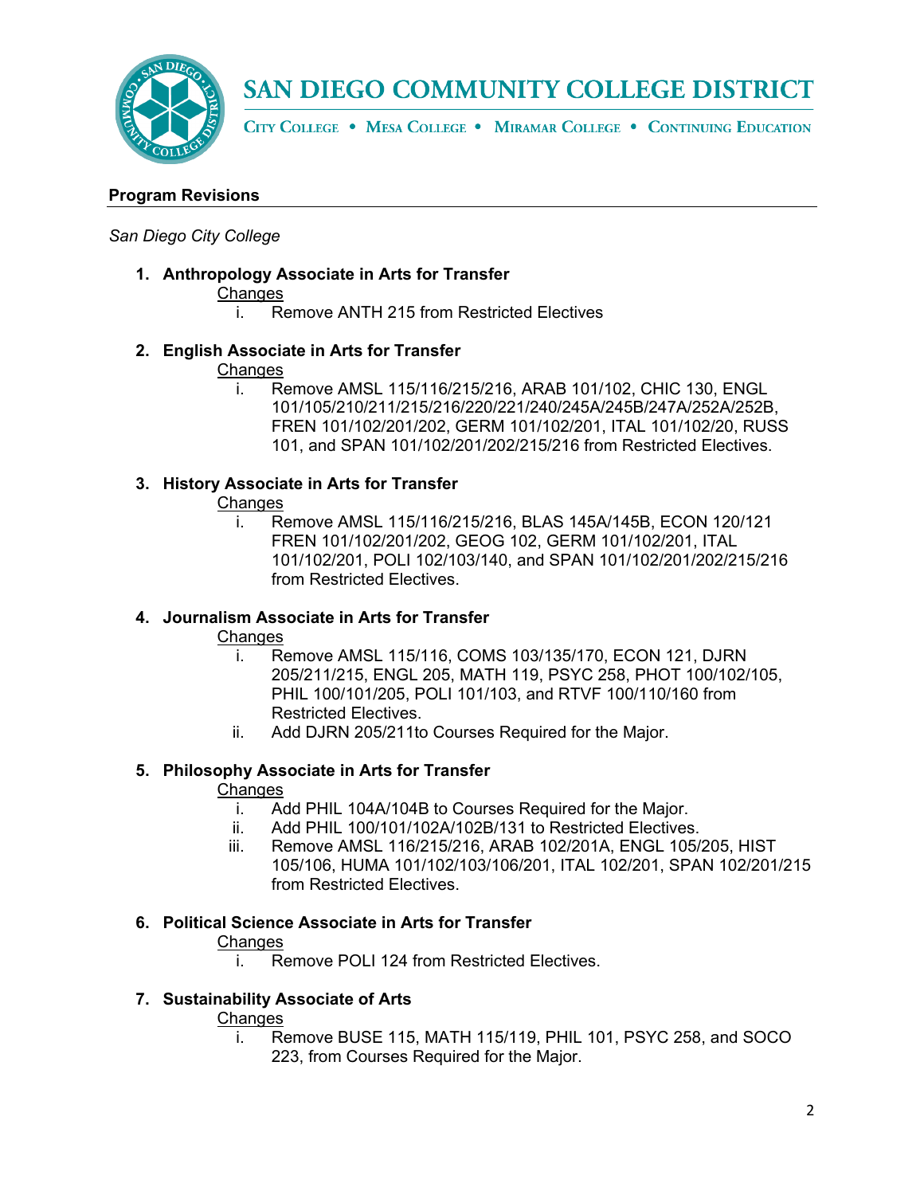# SAN DIEGO COMMUNITY COLLEGE DISTRICT

CITY COLLEGE • MESA COLLEGE • MIRAMAR COLLEGE • CONTINUING EDUCATION

**Program Revisions**

*San Diego City College*

1. **Anthropology Associate in Arts for Transfer**
   Changes
   i. Remove ANTH 215 from Restricted Electives

2. **English Associate in Arts for Transfer**
   Changes
   i. Remove AMSL 115/116/215/216, ARAB 101/102, CHIC 130, ENGL 101/105/210/211/215/216/220/221/240/245A/245B/247A/252A/252B, FREN 101/102/201/202, GERM 101/102/201, ITAL 101/102/20, RUSS 101, and SPAN 101/102/201/202/215/216 from Restricted Electives.

3. **History Associate in Arts for Transfer**
   Changes
   i. Remove AMSL 115/116/215/216, BLAS 145A/145B, ECON 120/121 FREN 101/102/201/202, GEOG 102, GERM 101/102/201, ITAL 101/102/201, POLI 102/103/140, and SPAN 101/102/201/202/215/216 from Restricted Electives.

4. **Journalism Associate in Arts for Transfer**
   Changes
   i. Remove AMSL 115/116, COMS 103/135/170, ECON 121, DJRN 205/211/215, ENGL 205, MATH 119, PSYC 258, PHOT 100/102/105, PHIL 100/101/205, POLI 101/103, and RTVF 100/110/160 from Restricted Electives.
   ii. Add DJRN 205/211to Courses Required for the Major.

5. **Philosophy Associate in Arts for Transfer**
   Changes
   i. Add PHIL 104A/104B to Courses Required for the Major.
   ii. Add PHIL 100/101/102A/102B/131 to Restricted Electives.
   iii. Remove AMSL 116/215/216, ARAB 102/201A, ENGL 105/205, HIST 105/106, HUMA 101/102/103/106/201, ITAL 102/201, SPAN 102/201/215 from Restricted Electives.

6. **Political Science Associate in Arts for Transfer**
   Changes
   i. Remove POLI 124 from Restricted Electives.

7. **Sustainability Associate of Arts**
   Changes
   i. Remove BUSE 115, MATH 115/119, PHIL 101, PSYC 258, and SOCO 223, from Courses Required for the Major.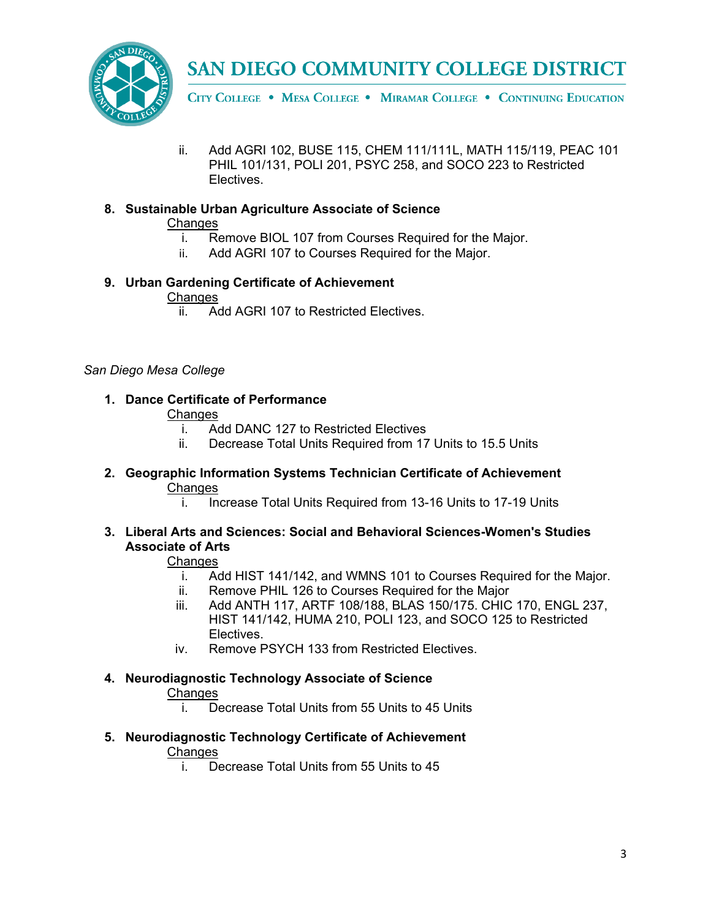ii. Add AGRI 102, BUSE 115, CHEM 111/111L, MATH 115/119, PEAC 101 PHIL 101/131, POLI 201, PSYC 258, and SOCO 223 to Restricted Electives.

8. **Sustainable Urban Agriculture Associate of Science**

   Changes

   i. Remove BIOL 107 from Courses Required for the Major.
   ii. Add AGRI 107 to Courses Required for the Major.

9. **Urban Gardening Certificate of Achievement**

   Changes

   ii. Add AGRI 107 to Restricted Electives.

*San Diego Mesa College*

1. **Dance Certificate of Performance**

   Changes

   i. Add DANC 127 to Restricted Electives
   ii. Decrease Total Units Required from 17 Units to 15.5 Units

2. **Geographic Information Systems Technician Certificate of Achievement**

   Changes

   i. Increase Total Units Required from 13-16 Units to 17-19 Units

3. **Liberal Arts and Sciences: Social and Behavioral Sciences-Women's Studies Associate of Arts**

   Changes

   i. Add HIST 141/142, and WMNS 101 to Courses Required for the Major.
   ii. Remove PHIL 126 to Courses Required for the Major
   iii. Add ANTH 117, ARTF 108/188, BLAS 150/175. CHIC 170, ENGL 237, HIST 141/142, HUMA 210, POLI 123, and SOCO 125 to Restricted Electives.
   iv. Remove PSYCH 133 from Restricted Electives.

4. **Neurodiagnostic Technology Associate of Science**

   Changes

   i. Decrease Total Units from 55 Units to 45 Units

5. **Neurodiagnostic Technology Certificate of Achievement**

   Changes

   i. Decrease Total Units from 55 Units to 45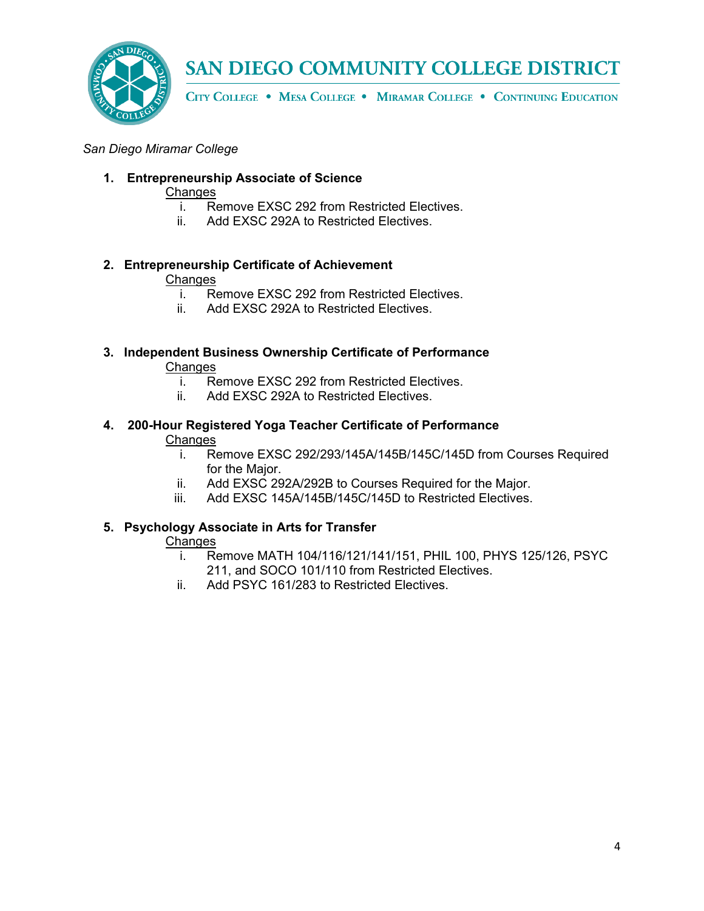*San Diego Miramar College*

1. **Entrepreneurship Associate of Science**

   Changes

   i. Remove EXSC 292 from Restricted Electives.

   ii. Add EXSC 292A to Restricted Electives.

2. **Entrepreneurship Certificate of Achievement**

   Changes

   i. Remove EXSC 292 from Restricted Electives.

   ii. Add EXSC 292A to Restricted Electives.

3. **Independent Business Ownership Certificate of Performance**

   Changes

   i. Remove EXSC 292 from Restricted Electives.

   ii. Add EXSC 292A to Restricted Electives.

4. **200-Hour Registered Yoga Teacher Certificate of Performance**

   Changes

   i. Remove EXSC 292/293/145A/145B/145C/145D from Courses Required for the Major.

   ii. Add EXSC 292A/292B to Courses Required for the Major.

   iii. Add EXSC 145A/145B/145C/145D to Restricted Electives.

5. **Psychology Associate in Arts for Transfer**

   Changes

   i. Remove MATH 104/116/121/141/151, PHIL 100, PHYS 125/126, PSYC 211, and SOCO 101/110 from Restricted Electives.

   ii. Add PSYC 161/283 to Restricted Electives.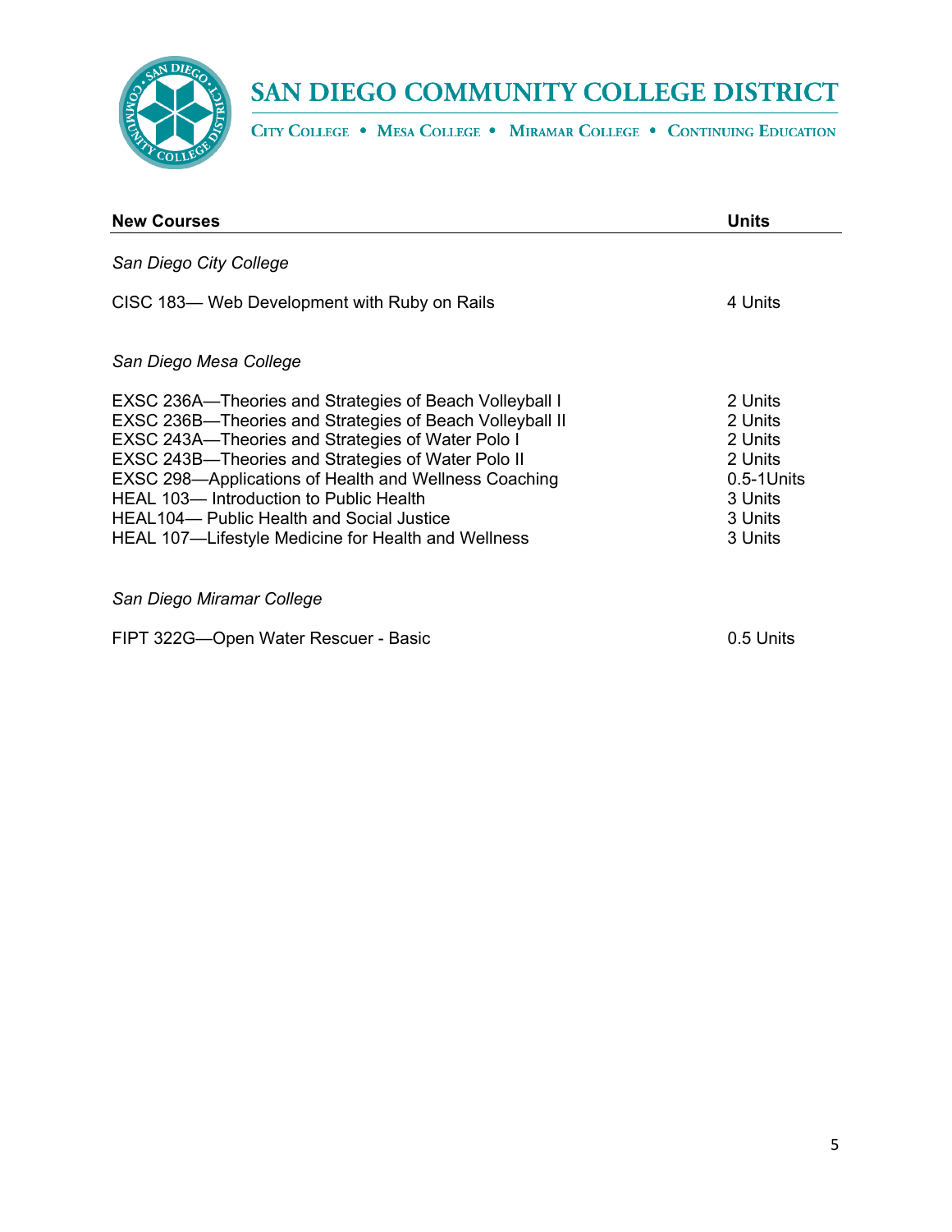# SAN DIEGO COMMUNITY COLLEGE DISTRICT

City College • Mesa College • Miramar College • Continuing Education

| New Courses | Units |
|---|---|
| *San Diego City College* | |
| CISC 183— Web Development with Ruby on Rails | 4 Units |
| *San Diego Mesa College* | |
| EXSC 236A—Theories and Strategies of Beach Volleyball I | 2 Units |
| EXSC 236B—Theories and Strategies of Beach Volleyball II | 2 Units |
| EXSC 243A—Theories and Strategies of Water Polo I | 2 Units |
| EXSC 243B—Theories and Strategies of Water Polo II | 2 Units |
| EXSC 298—Applications of Health and Wellness Coaching | 0.5-1Units |
| HEAL 103— Introduction to Public Health | 3 Units |
| HEAL104— Public Health and Social Justice | 3 Units |
| HEAL 107—Lifestyle Medicine for Health and Wellness | 3 Units |
| *San Diego Miramar College* | |
| FIPT 322G—Open Water Rescuer - Basic | 0.5 Units |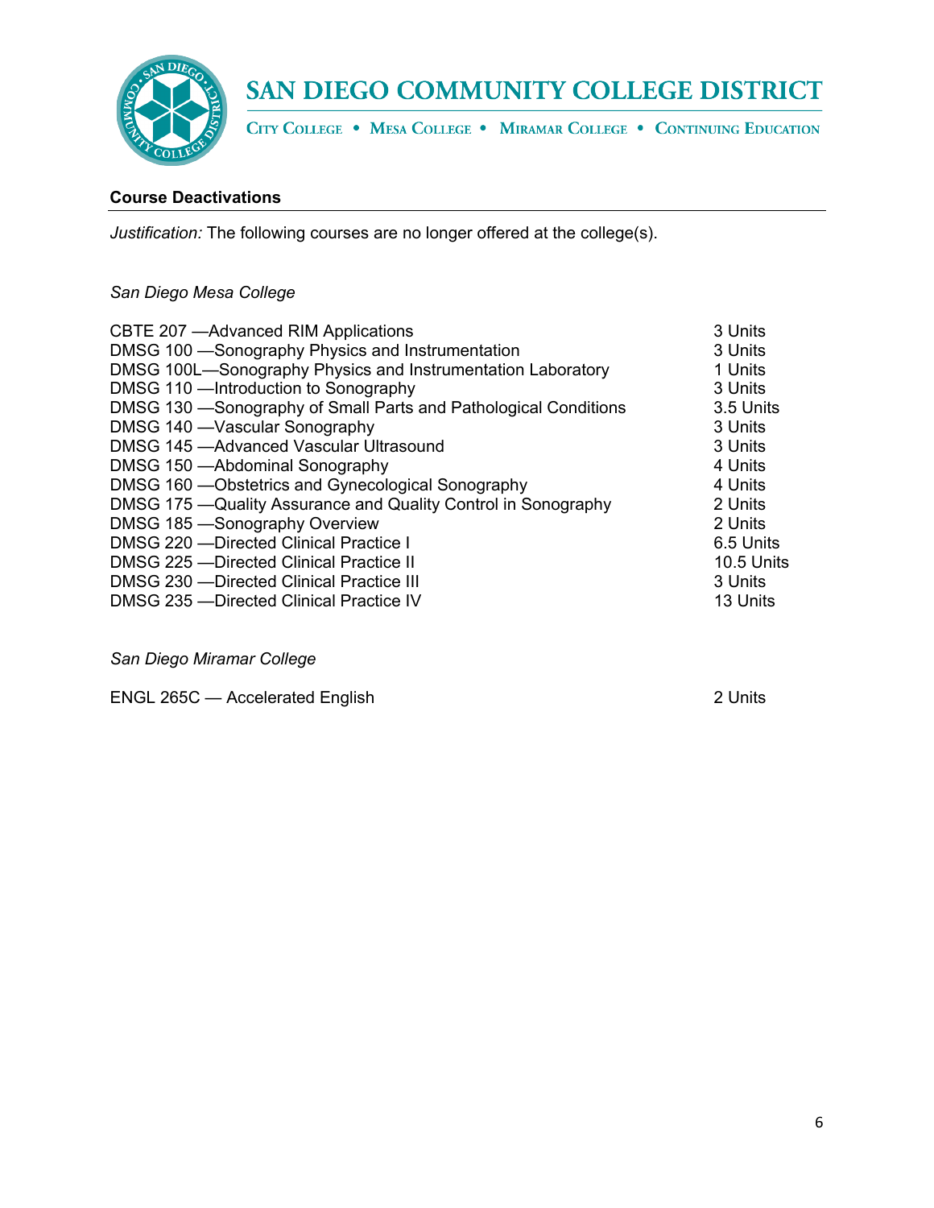## Course Deactivations

*Justification:* The following courses are no longer offered at the college(s).

*San Diego Mesa College*

| | |
|---|---|
| CBTE 207 —Advanced RIM Applications | 3 Units |
| DMSG 100 —Sonography Physics and Instrumentation | 3 Units |
| DMSG 100L—Sonography Physics and Instrumentation Laboratory | 1 Units |
| DMSG 110 —Introduction to Sonography | 3 Units |
| DMSG 130 —Sonography of Small Parts and Pathological Conditions | 3.5 Units |
| DMSG 140 —Vascular Sonography | 3 Units |
| DMSG 145 —Advanced Vascular Ultrasound | 3 Units |
| DMSG 150 —Abdominal Sonography | 4 Units |
| DMSG 160 —Obstetrics and Gynecological Sonography | 4 Units |
| DMSG 175 —Quality Assurance and Quality Control in Sonography | 2 Units |
| DMSG 185 —Sonography Overview | 2 Units |
| DMSG 220 —Directed Clinical Practice I | 6.5 Units |
| DMSG 225 —Directed Clinical Practice II | 10.5 Units |
| DMSG 230 —Directed Clinical Practice III | 3 Units |
| DMSG 235 —Directed Clinical Practice IV | 13 Units |

*San Diego Miramar College*

| | |
|---|---|
| ENGL 265C — Accelerated English | 2 Units |